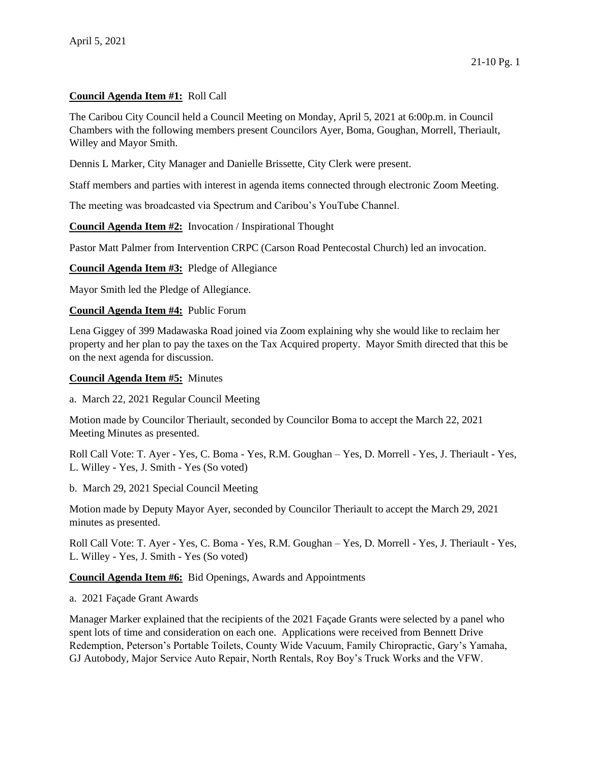April 5, 2021

**Council Agenda Item #1:** Roll Call

The Caribou City Council held a Council Meeting on Monday, April 5, 2021 at 6:00p.m. in Council Chambers with the following members present Councilors Ayer, Boma, Goughan, Morrell, Theriault, Willey and Mayor Smith.

Dennis L Marker, City Manager and Danielle Brissette, City Clerk were present.

Staff members and parties with interest in agenda items connected through electronic Zoom Meeting.

The meeting was broadcasted via Spectrum and Caribou's YouTube Channel.

**Council Agenda Item #2:** Invocation / Inspirational Thought

Pastor Matt Palmer from Intervention CRPC (Carson Road Pentecostal Church) led an invocation.

**Council Agenda Item #3:** Pledge of Allegiance

Mayor Smith led the Pledge of Allegiance.

**Council Agenda Item #4:** Public Forum

Lena Giggey of 399 Madawaska Road joined via Zoom explaining why she would like to reclaim her property and her plan to pay the taxes on the Tax Acquired property. Mayor Smith directed that this be on the next agenda for discussion.

**Council Agenda Item #5:** Minutes

a. March 22, 2021 Regular Council Meeting

Motion made by Councilor Theriault, seconded by Councilor Boma to accept the March 22, 2021 Meeting Minutes as presented.

Roll Call Vote: T. Ayer - Yes, C. Boma - Yes, R.M. Goughan – Yes, D. Morrell - Yes, J. Theriault - Yes, L. Willey - Yes, J. Smith - Yes (So voted)

b. March 29, 2021 Special Council Meeting

Motion made by Deputy Mayor Ayer, seconded by Councilor Theriault to accept the March 29, 2021 minutes as presented.

Roll Call Vote: T. Ayer - Yes, C. Boma - Yes, R.M. Goughan – Yes, D. Morrell - Yes, J. Theriault - Yes, L. Willey - Yes, J. Smith - Yes (So voted)

**Council Agenda Item #6:** Bid Openings, Awards and Appointments

a. 2021 Façade Grant Awards

Manager Marker explained that the recipients of the 2021 Façade Grants were selected by a panel who spent lots of time and consideration on each one. Applications were received from Bennett Drive Redemption, Peterson's Portable Toilets, County Wide Vacuum, Family Chiropractic, Gary's Yamaha, GJ Autobody, Major Service Auto Repair, North Rentals, Roy Boy's Truck Works and the VFW.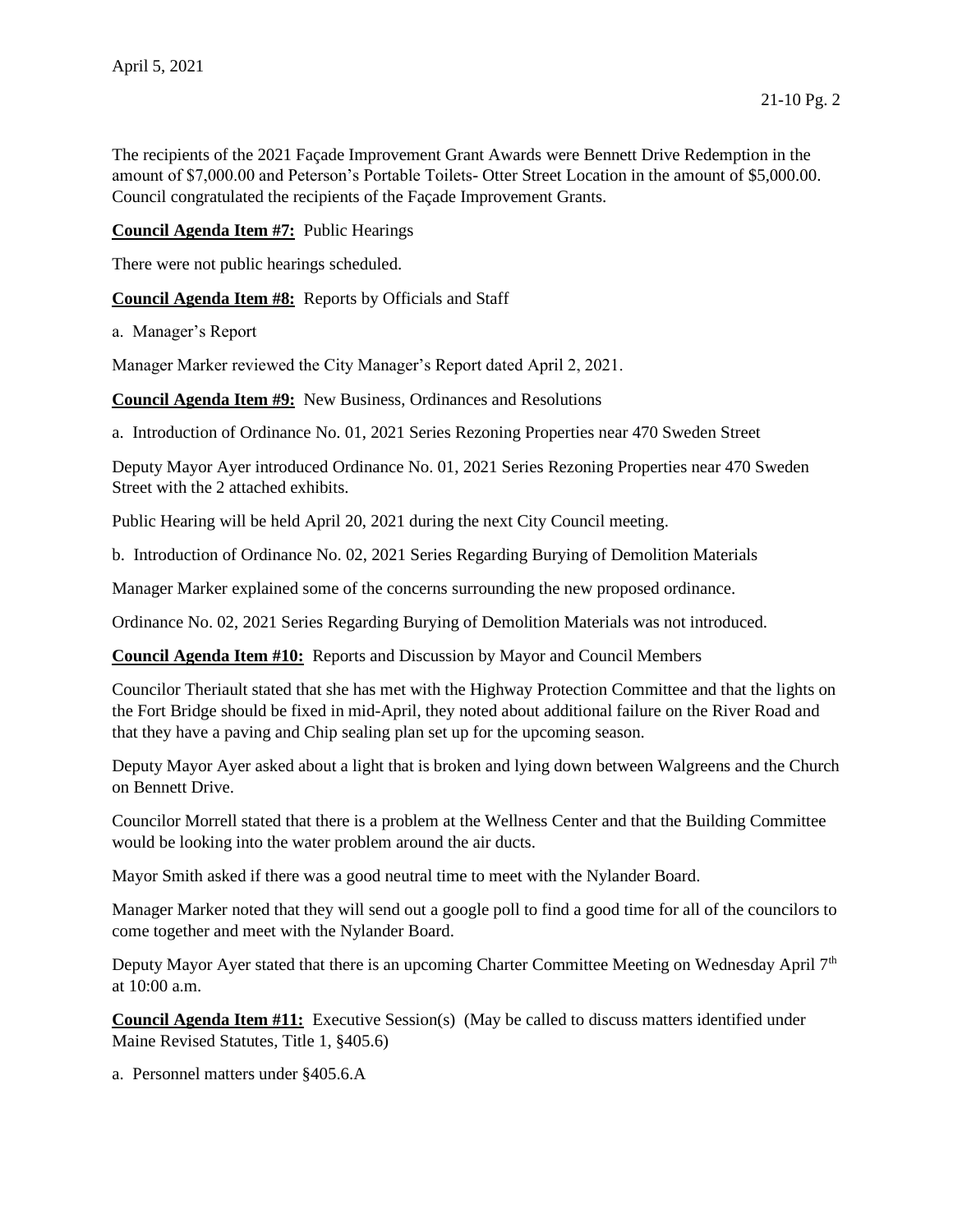The recipients of the 2021 Façade Improvement Grant Awards were Bennett Drive Redemption in the amount of $7,000.00 and Peterson's Portable Toilets- Otter Street Location in the amount of $5,000.00. Council congratulated the recipients of the Façade Improvement Grants.

**Council Agenda Item #7:** Public Hearings

There were not public hearings scheduled.

**Council Agenda Item #8:** Reports by Officials and Staff

a. Manager's Report

Manager Marker reviewed the City Manager's Report dated April 2, 2021.

**Council Agenda Item #9:** New Business, Ordinances and Resolutions

a. Introduction of Ordinance No. 01, 2021 Series Rezoning Properties near 470 Sweden Street

Deputy Mayor Ayer introduced Ordinance No. 01, 2021 Series Rezoning Properties near 470 Sweden Street with the 2 attached exhibits.

Public Hearing will be held April 20, 2021 during the next City Council meeting.

b. Introduction of Ordinance No. 02, 2021 Series Regarding Burying of Demolition Materials

Manager Marker explained some of the concerns surrounding the new proposed ordinance.

Ordinance No. 02, 2021 Series Regarding Burying of Demolition Materials was not introduced.

**Council Agenda Item #10:** Reports and Discussion by Mayor and Council Members

Councilor Theriault stated that she has met with the Highway Protection Committee and that the lights on the Fort Bridge should be fixed in mid-April, they noted about additional failure on the River Road and that they have a paving and Chip sealing plan set up for the upcoming season.

Deputy Mayor Ayer asked about a light that is broken and lying down between Walgreens and the Church on Bennett Drive.

Councilor Morrell stated that there is a problem at the Wellness Center and that the Building Committee would be looking into the water problem around the air ducts.

Mayor Smith asked if there was a good neutral time to meet with the Nylander Board.

Manager Marker noted that they will send out a google poll to find a good time for all of the councilors to come together and meet with the Nylander Board.

Deputy Mayor Ayer stated that there is an upcoming Charter Committee Meeting on Wednesday April 7th at 10:00 a.m.

**Council Agenda Item #11:** Executive Session(s) (May be called to discuss matters identified under Maine Revised Statutes, Title 1, §405.6)

a. Personnel matters under §405.6.A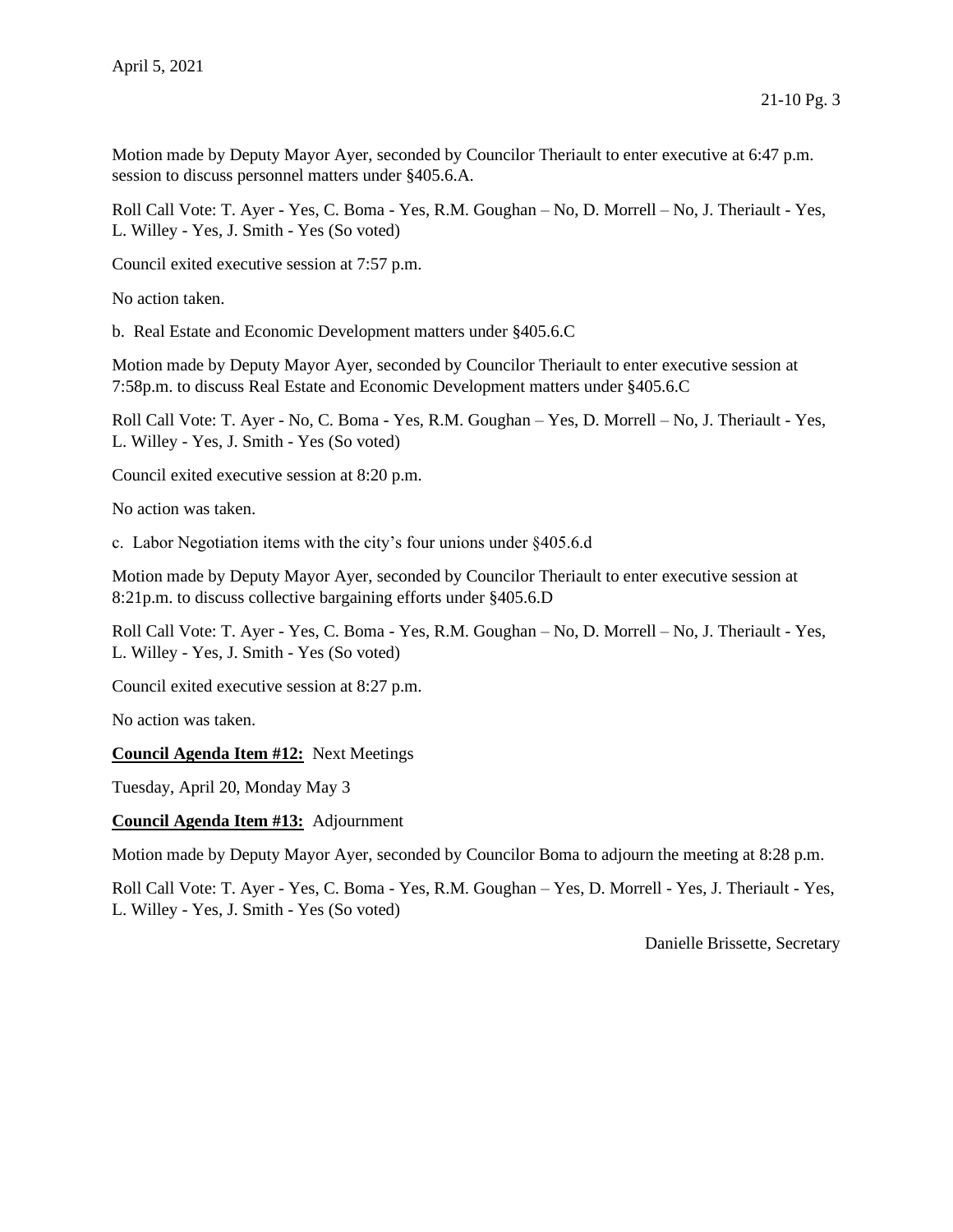Motion made by Deputy Mayor Ayer, seconded by Councilor Theriault to enter executive at 6:47 p.m. session to discuss personnel matters under §405.6.A.

Roll Call Vote: T. Ayer - Yes, C. Boma - Yes, R.M. Goughan – No, D. Morrell – No, J. Theriault - Yes, L. Willey - Yes, J. Smith - Yes (So voted)

Council exited executive session at 7:57 p.m.

No action taken.

b. Real Estate and Economic Development matters under §405.6.C

Motion made by Deputy Mayor Ayer, seconded by Councilor Theriault to enter executive session at 7:58p.m. to discuss Real Estate and Economic Development matters under §405.6.C

Roll Call Vote: T. Ayer - No, C. Boma - Yes, R.M. Goughan – Yes, D. Morrell – No, J. Theriault - Yes, L. Willey - Yes, J. Smith - Yes (So voted)

Council exited executive session at 8:20 p.m.

No action was taken.

c. Labor Negotiation items with the city's four unions under §405.6.d

Motion made by Deputy Mayor Ayer, seconded by Councilor Theriault to enter executive session at 8:21p.m. to discuss collective bargaining efforts under §405.6.D

Roll Call Vote: T. Ayer - Yes, C. Boma - Yes, R.M. Goughan – No, D. Morrell – No, J. Theriault - Yes, L. Willey - Yes, J. Smith - Yes (So voted)

Council exited executive session at 8:27 p.m.

No action was taken.

**Council Agenda Item #12:** Next Meetings

Tuesday, April 20, Monday May 3

**Council Agenda Item #13:** Adjournment

Motion made by Deputy Mayor Ayer, seconded by Councilor Boma to adjourn the meeting at 8:28 p.m.

Roll Call Vote: T. Ayer - Yes, C. Boma - Yes, R.M. Goughan – Yes, D. Morrell - Yes, J. Theriault - Yes, L. Willey - Yes, J. Smith - Yes (So voted)

Danielle Brissette, Secretary